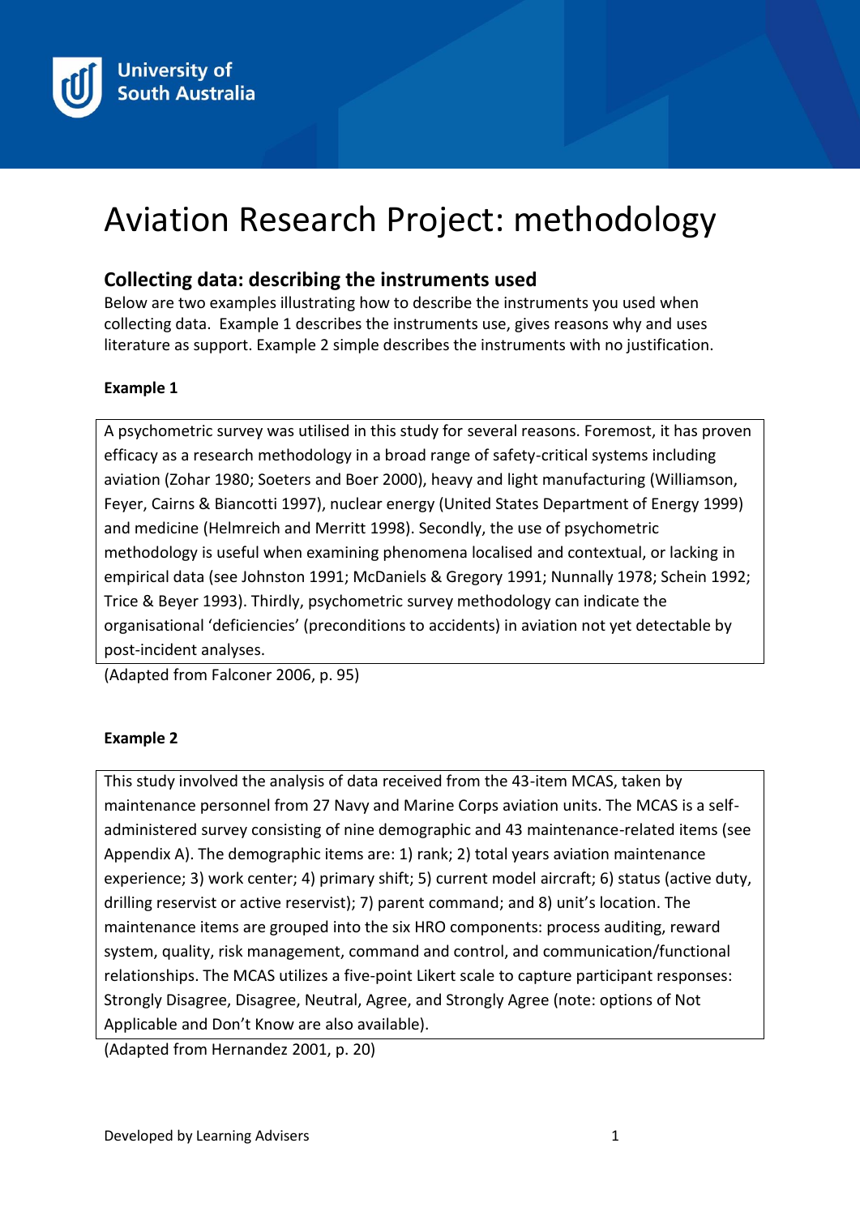University of South Australia

# Aviation Research Project: methodology

## Collecting data: describing the instruments used

Below are two examples illustrating how to describe the instruments you used when collecting data. Example 1 describes the instruments use, gives reasons why and uses literature as support. Example 2 simple describes the instruments with no justification.

**Example 1**

> A psychometric survey was utilised in this study for several reasons. Foremost, it has proven efficacy as a research methodology in a broad range of safety-critical systems including aviation (Zohar 1980; Soeters and Boer 2000), heavy and light manufacturing (Williamson, Feyer, Cairns & Biancotti 1997), nuclear energy (United States Department of Energy 1999) and medicine (Helmreich and Merritt 1998). Secondly, the use of psychometric methodology is useful when examining phenomena localised and contextual, or lacking in empirical data (see Johnston 1991; McDaniels & Gregory 1991; Nunnally 1978; Schein 1992; Trice & Beyer 1993). Thirdly, psychometric survey methodology can indicate the organisational 'deficiencies' (preconditions to accidents) in aviation not yet detectable by post-incident analyses.

(Adapted from Falconer 2006, p. 95)

**Example 2**

> This study involved the analysis of data received from the 43-item MCAS, taken by maintenance personnel from 27 Navy and Marine Corps aviation units. The MCAS is a self-administered survey consisting of nine demographic and 43 maintenance-related items (see Appendix A). The demographic items are: 1) rank; 2) total years aviation maintenance experience; 3) work center; 4) primary shift; 5) current model aircraft; 6) status (active duty, drilling reservist or active reservist); 7) parent command; and 8) unit's location. The maintenance items are grouped into the six HRO components: process auditing, reward system, quality, risk management, command and control, and communication/functional relationships. The MCAS utilizes a five-point Likert scale to capture participant responses: Strongly Disagree, Disagree, Neutral, Agree, and Strongly Agree (note: options of Not Applicable and Don't Know are also available).

(Adapted from Hernandez 2001, p. 20)

Developed by Learning Advisers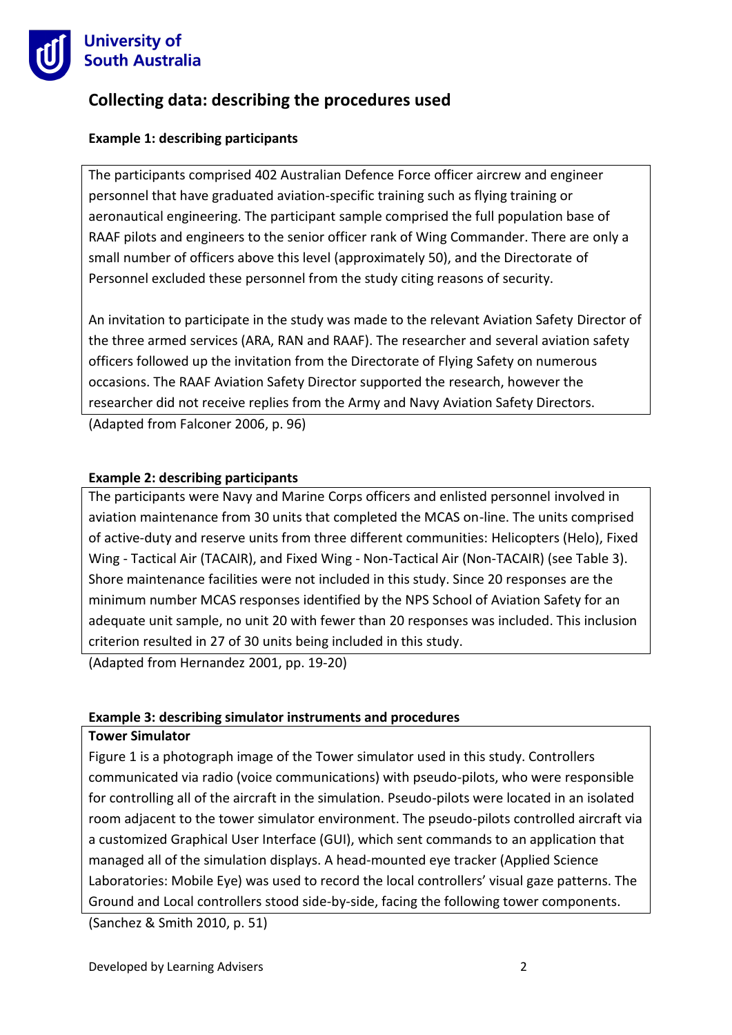## Collecting data: describing the procedures used

**Example 1: describing participants**

The participants comprised 402 Australian Defence Force officer aircrew and engineer personnel that have graduated aviation-specific training such as flying training or aeronautical engineering. The participant sample comprised the full population base of RAAF pilots and engineers to the senior officer rank of Wing Commander. There are only a small number of officers above this level (approximately 50), and the Directorate of Personnel excluded these personnel from the study citing reasons of security.

An invitation to participate in the study was made to the relevant Aviation Safety Director of the three armed services (ARA, RAN and RAAF). The researcher and several aviation safety officers followed up the invitation from the Directorate of Flying Safety on numerous occasions. The RAAF Aviation Safety Director supported the research, however the researcher did not receive replies from the Army and Navy Aviation Safety Directors.

(Adapted from Falconer 2006, p. 96)

**Example 2: describing participants**

The participants were Navy and Marine Corps officers and enlisted personnel involved in aviation maintenance from 30 units that completed the MCAS on-line. The units comprised of active-duty and reserve units from three different communities: Helicopters (Helo), Fixed Wing - Tactical Air (TACAIR), and Fixed Wing - Non-Tactical Air (Non-TACAIR) (see Table 3). Shore maintenance facilities were not included in this study. Since 20 responses are the minimum number MCAS responses identified by the NPS School of Aviation Safety for an adequate unit sample, no unit 20 with fewer than 20 responses was included. This inclusion criterion resulted in 27 of 30 units being included in this study.

(Adapted from Hernandez 2001, pp. 19-20)

**Example 3: describing simulator instruments and procedures**

**Tower Simulator**

Figure 1 is a photograph image of the Tower simulator used in this study. Controllers communicated via radio (voice communications) with pseudo-pilots, who were responsible for controlling all of the aircraft in the simulation. Pseudo-pilots were located in an isolated room adjacent to the tower simulator environment. The pseudo-pilots controlled aircraft via a customized Graphical User Interface (GUI), which sent commands to an application that managed all of the simulation displays. A head-mounted eye tracker (Applied Science Laboratories: Mobile Eye) was used to record the local controllers' visual gaze patterns. The Ground and Local controllers stood side-by-side, facing the following tower components.

(Sanchez & Smith 2010, p. 51)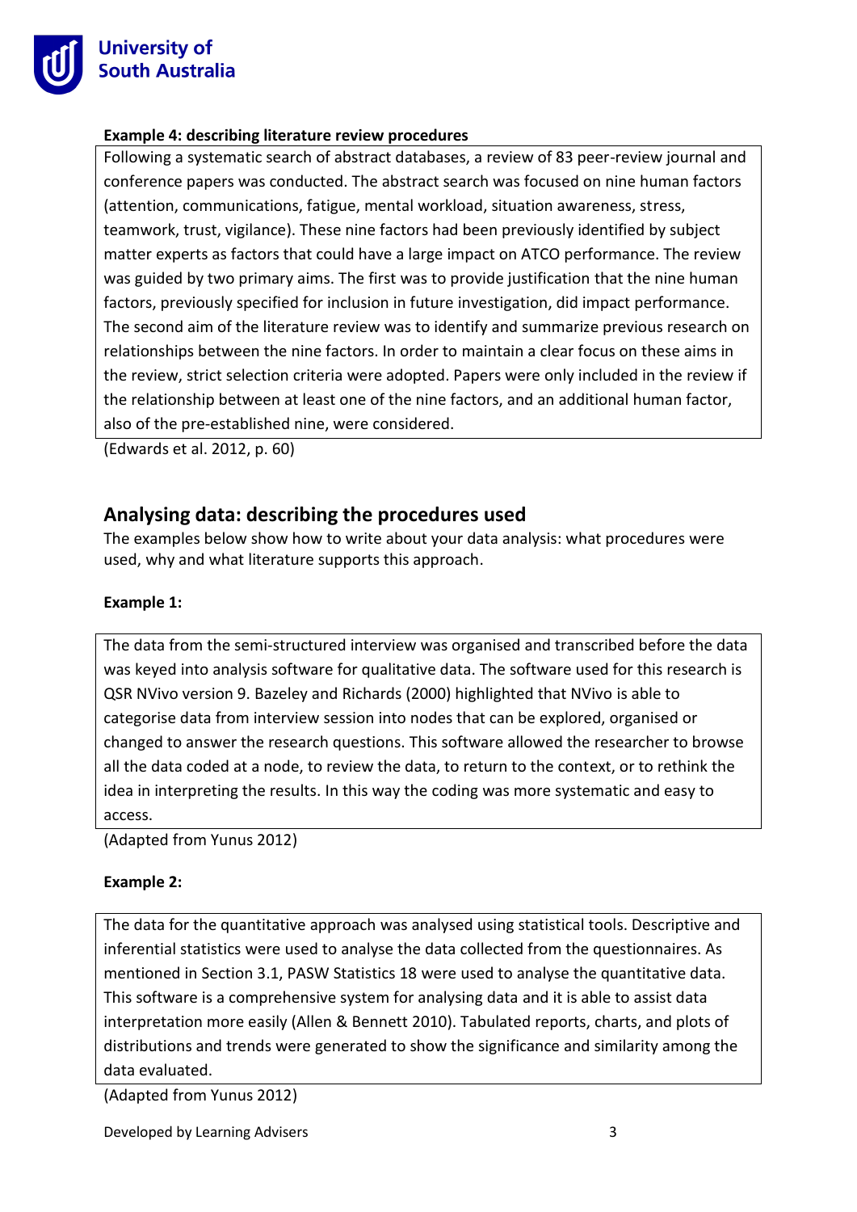**Example 4: describing literature review procedures**

> Following a systematic search of abstract databases, a review of 83 peer-review journal and conference papers was conducted. The abstract search was focused on nine human factors (attention, communications, fatigue, mental workload, situation awareness, stress, teamwork, trust, vigilance). These nine factors had been previously identified by subject matter experts as factors that could have a large impact on ATCO performance. The review was guided by two primary aims. The first was to provide justification that the nine human factors, previously specified for inclusion in future investigation, did impact performance. The second aim of the literature review was to identify and summarize previous research on relationships between the nine factors. In order to maintain a clear focus on these aims in the review, strict selection criteria were adopted. Papers were only included in the review if the relationship between at least one of the nine factors, and an additional human factor, also of the pre-established nine, were considered.

(Edwards et al. 2012, p. 60)

## Analysing data: describing the procedures used

The examples below show how to write about your data analysis: what procedures were used, why and what literature supports this approach.

**Example 1:**

> The data from the semi-structured interview was organised and transcribed before the data was keyed into analysis software for qualitative data. The software used for this research is QSR NVivo version 9. Bazeley and Richards (2000) highlighted that NVivo is able to categorise data from interview session into nodes that can be explored, organised or changed to answer the research questions. This software allowed the researcher to browse all the data coded at a node, to review the data, to return to the context, or to rethink the idea in interpreting the results. In this way the coding was more systematic and easy to access.

(Adapted from Yunus 2012)

**Example 2:**

> The data for the quantitative approach was analysed using statistical tools. Descriptive and inferential statistics were used to analyse the data collected from the questionnaires. As mentioned in Section 3.1, PASW Statistics 18 were used to analyse the quantitative data. This software is a comprehensive system for analysing data and it is able to assist data interpretation more easily (Allen & Bennett 2010). Tabulated reports, charts, and plots of distributions and trends were generated to show the significance and similarity among the data evaluated.

(Adapted from Yunus 2012)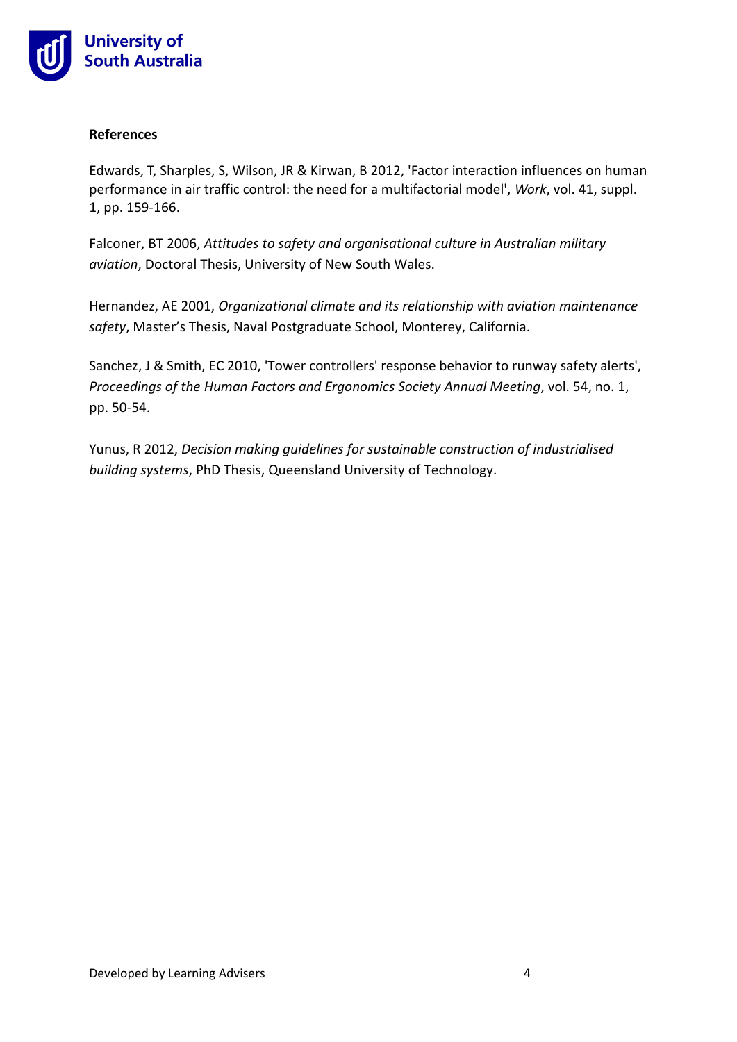**References**

Edwards, T, Sharples, S, Wilson, JR & Kirwan, B 2012, 'Factor interaction influences on human performance in air traffic control: the need for a multifactorial model', *Work*, vol. 41, suppl. 1, pp. 159-166.

Falconer, BT 2006, *Attitudes to safety and organisational culture in Australian military aviation*, Doctoral Thesis, University of New South Wales.

Hernandez, AE 2001, *Organizational climate and its relationship with aviation maintenance safety*, Master's Thesis, Naval Postgraduate School, Monterey, California.

Sanchez, J & Smith, EC 2010, 'Tower controllers' response behavior to runway safety alerts', *Proceedings of the Human Factors and Ergonomics Society Annual Meeting*, vol. 54, no. 1, pp. 50-54.

Yunus, R 2012, *Decision making guidelines for sustainable construction of industrialised building systems*, PhD Thesis, Queensland University of Technology.